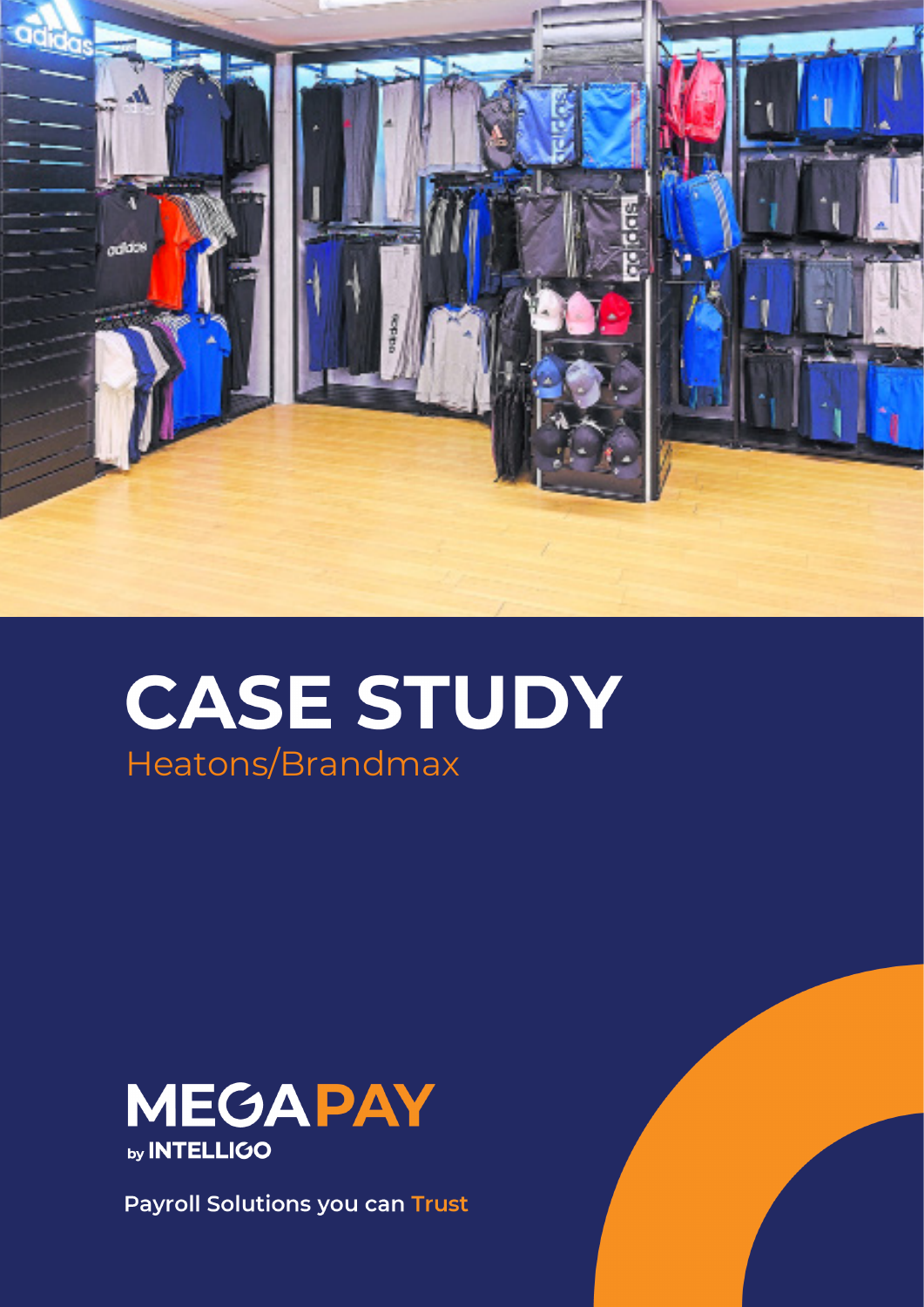# CASE STUDY

Heatons/Brandmax

MEGAPAY

by INTELLIGO

Payroll Solutions you can Trust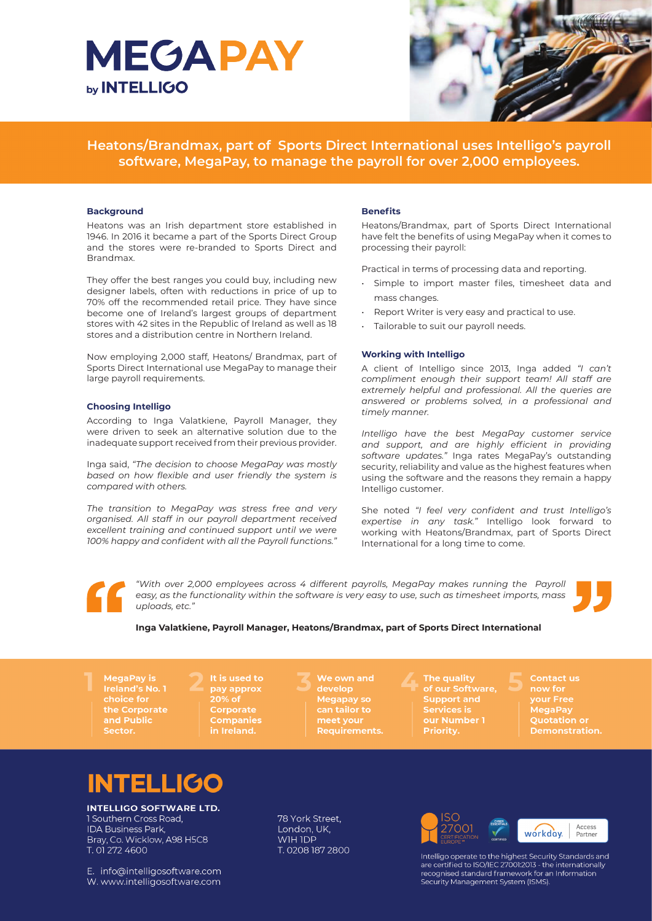# MEGAPAY

by INTELLIGO

## Heatons/Brandmax, part of Sports Direct International uses Intelligo's payroll software, MegaPay, to manage the payroll for over 2,000 employees.

### Background

Heatons was an Irish department store established in 1946. In 2016 it became a part of the Sports Direct Group and the stores were re-branded to Sports Direct and Brandmax.

They offer the best ranges you could buy, including new designer labels, often with reductions in price of up to 70% off the recommended retail price. They have since become one of Ireland's largest groups of department stores with 42 sites in the Republic of Ireland as well as 18 stores and a distribution centre in Northern Ireland.

Now employing 2,000 staff, Heatons/ Brandmax, part of Sports Direct International use MegaPay to manage their large payroll requirements.

### Choosing Intelligo

According to Inga Valatkiene, Payroll Manager, they were driven to seek an alternative solution due to the inadequate support received from their previous provider.

Inga said, *"The decision to choose MegaPay was mostly based on how flexible and user friendly the system is compared with others.*

*The transition to MegaPay was stress free and very organised. All staff in our payroll department received excellent training and continued support until we were 100% happy and confident with all the Payroll functions."*

### Benefits

Heatons/Brandmax, part of Sports Direct International have felt the benefits of using MegaPay when it comes to processing their payroll:

Practical in terms of processing data and reporting.

- Simple to import master files, timesheet data and mass changes.
- Report Writer is very easy and practical to use.
- Tailorable to suit our payroll needs.

### Working with Intelligo

A client of Intelligo since 2013, Inga added *"I can't compliment enough their support team! All staff are extremely helpful and professional. All the queries are answered or problems solved, in a professional and timely manner.*

*Intelligo have the best MegaPay customer service and support, and are highly efficient in providing software updates."* Inga rates MegaPay's outstanding security, reliability and value as the highest features when using the software and the reasons they remain a happy Intelligo customer.

She noted *"I feel very confident and trust Intelligo's expertise in any task."* Intelligo look forward to working with Heatons/Brandmax, part of Sports Direct International for a long time to come.

> *"With over 2,000 employees across 4 different payrolls, MegaPay makes running the Payroll easy, as the functionality within the software is very easy to use, such as timesheet imports, mass uploads, etc."*
>
> **Inga Valatkiene, Payroll Manager, Heatons/Brandmax, part of Sports Direct International**

1. **MegaPay is Ireland's No. 1 choice for the Corporate and Public Sector.**
2. **It is used to pay approx 20% of Corporate Companies in Ireland.**
3. **We own and develop Megapay so can tailor to meet your Requirements.**
4. **The quality of our Software, Support and Services is our Number 1 Priority.**
5. **Contact us now for your Free MegaPay Quotation or Demonstration.**

# INTELLIGO

**INTELLIGO SOFTWARE LTD.**
1 Southern Cross Road,
IDA Business Park,
Bray, Co. Wicklow, A98 H5C8
T. 01 272 4600

E. info@intelligosoftware.com
W. www.intelligosoftware.com

78 York Street,
London, UK,
W1H 1DP
T. 0208 187 2800

ISO 27001 CERTIFICATION EUROPE

Cyber Essentials Certified

workday. Access Partner

Intelligo operate to the highest Security Standards and are certified to ISO/IEC 27001:2013 - the internationally recognised standard framework for an Information Security Management System (ISMS).